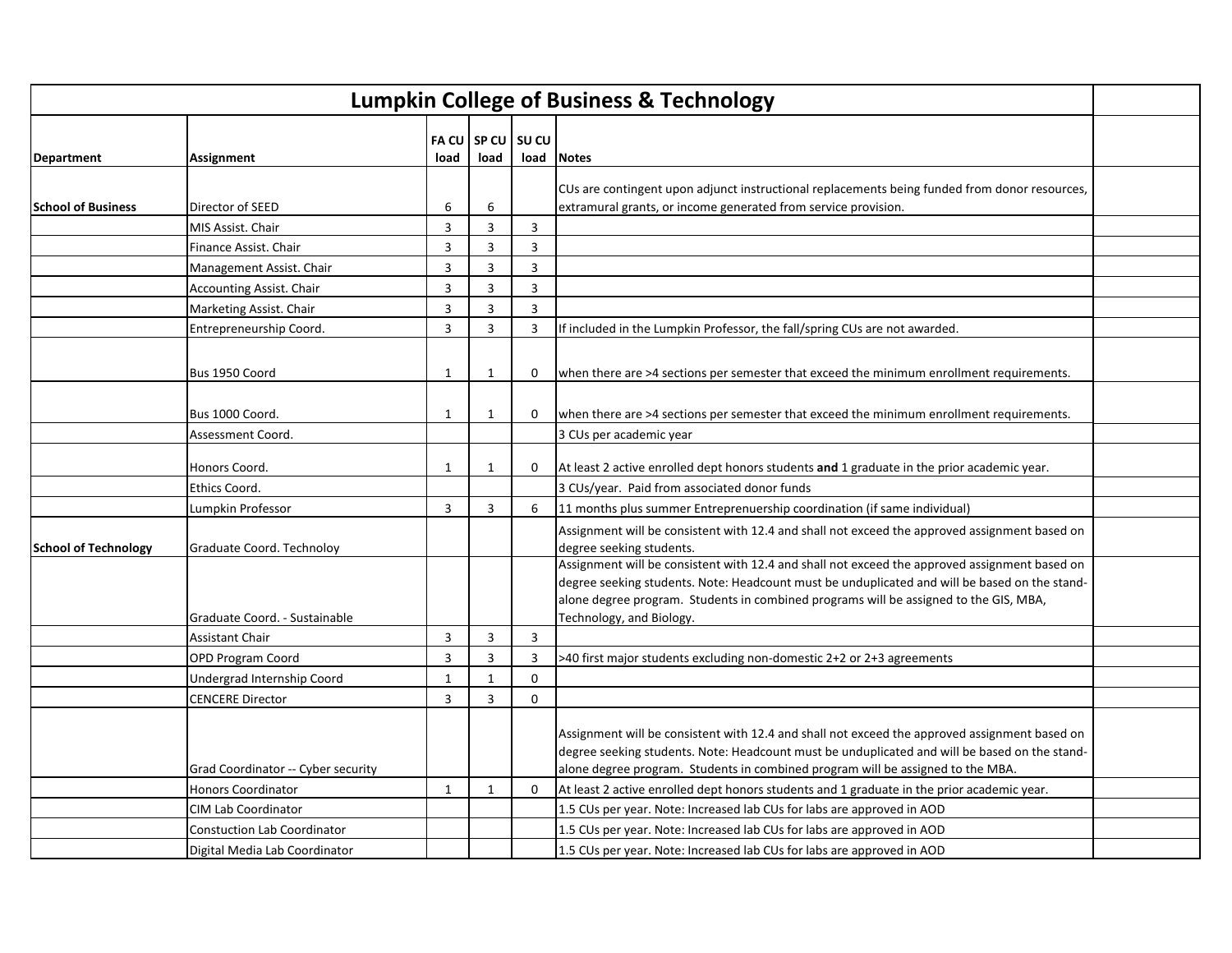# Lumpkin College of Business & Technology

| Department | Assignment | FA CU load | SP CU load | SU CU load | Notes | |
|---|---|---|---|---|---|---|
| School of Business | Director of SEED | 6 | 6 | | CUs are contingent upon adjunct instructional replacements being funded from donor resources, extramural grants, or income generated from service provision. | |
| | MIS Assist. Chair | 3 | 3 | 3 | | |
| | Finance Assist. Chair | 3 | 3 | 3 | | |
| | Management Assist. Chair | 3 | 3 | 3 | | |
| | Accounting Assist. Chair | 3 | 3 | 3 | | |
| | Marketing Assist. Chair | 3 | 3 | 3 | | |
| | Entrepreneurship Coord. | 3 | 3 | 3 | If included in the Lumpkin Professor, the fall/spring CUs are not awarded. | |
| | Bus 1950 Coord | 1 | 1 | 0 | when there are >4 sections per semester that exceed the minimum enrollment requirements. | |
| | Bus 1000 Coord. | 1 | 1 | 0 | when there are >4 sections per semester that exceed the minimum enrollment requirements. | |
| | Assessment Coord. | | | | 3 CUs per academic year | |
| | Honors Coord. | 1 | 1 | 0 | At least 2 active enrolled dept honors students **and** 1 graduate in the prior academic year. | |
| | Ethics Coord. | | | | 3 CUs/year. Paid from associated donor funds | |
| | Lumpkin Professor | 3 | 3 | 6 | 11 months plus summer Entreprenuership coordination (if same individual) | |
| School of Technology | Graduate Coord. Technoloy | | | | Assignment will be consistent with 12.4 and shall not exceed the approved assignment based on degree seeking students. | |
| | Graduate Coord. - Sustainable | | | | Assignment will be consistent with 12.4 and shall not exceed the approved assignment based on degree seeking students. Note: Headcount must be unduplicated and will be based on the stand-alone degree program. Students in combined programs will be assigned to the GIS, MBA, Technology, and Biology. | |
| | Assistant Chair | 3 | 3 | 3 | | |
| | OPD Program Coord | 3 | 3 | 3 | >40 first major students excluding non-domestic 2+2 or 2+3 agreements | |
| | Undergrad Internship Coord | 1 | 1 | 0 | | |
| | CENCERE Director | 3 | 3 | 0 | | |
| | Grad Coordinator -- Cyber security | | | | Assignment will be consistent with 12.4 and shall not exceed the approved assignment based on degree seeking students. Note: Headcount must be unduplicated and will be based on the stand-alone degree program. Students in combined program will be assigned to the MBA. | |
| | Honors Coordinator | 1 | 1 | 0 | At least 2 active enrolled dept honors students and 1 graduate in the prior academic year. | |
| | CIM Lab Coordinator | | | | 1.5 CUs per year. Note: Increased lab CUs for labs are approved in AOD | |
| | Constuction Lab Coordinator | | | | 1.5 CUs per year. Note: Increased lab CUs for labs are approved in AOD | |
| | Digital Media Lab Coordinator | | | | 1.5 CUs per year. Note: Increased lab CUs for labs are approved in AOD | |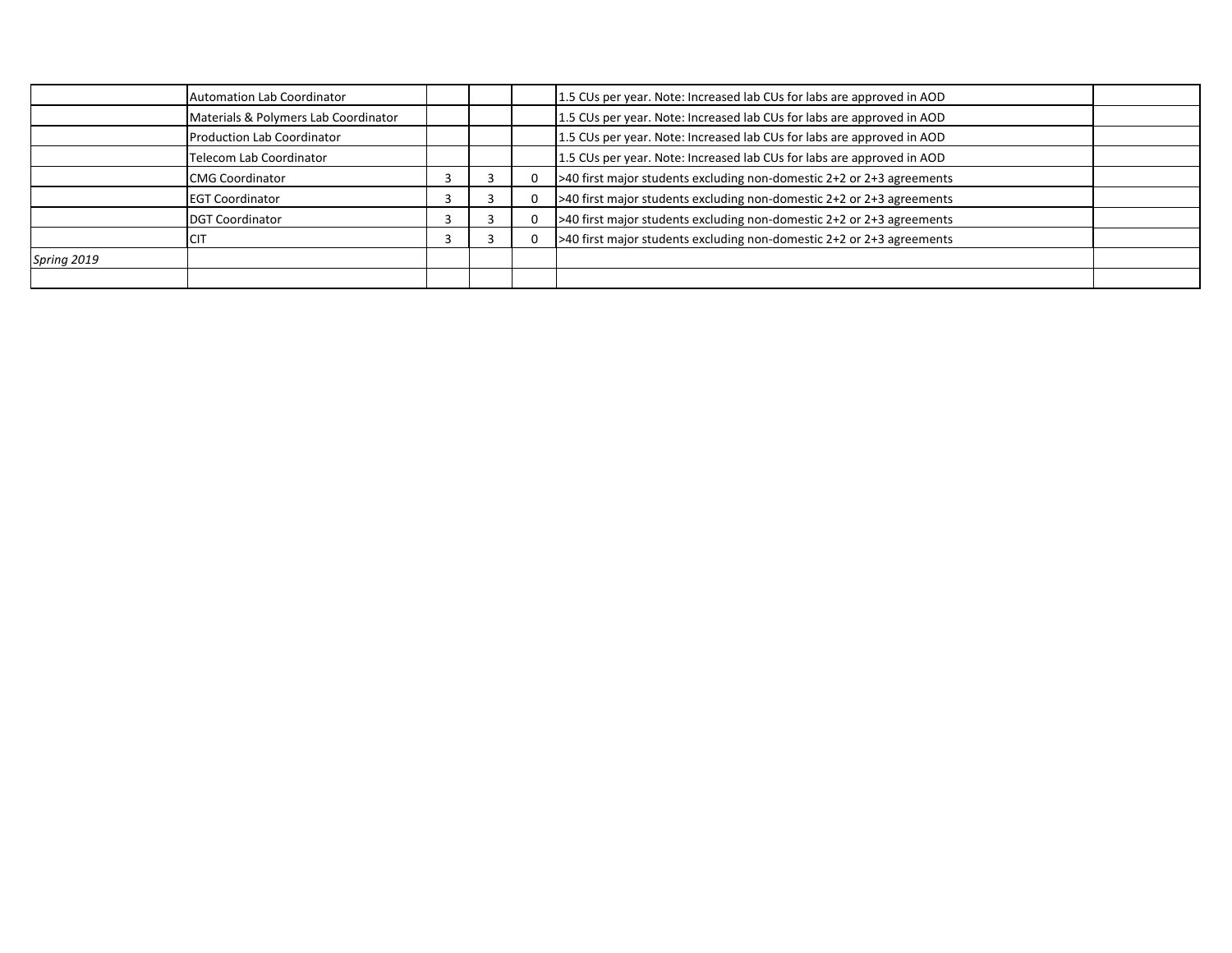| | | | | | | |
|---|---|---|---|---|---|---|
| | Automation Lab Coordinator | | | | 1.5 CUs per year. Note: Increased lab CUs for labs are approved in AOD | |
| | Materials & Polymers Lab Coordinator | | | | 1.5 CUs per year. Note: Increased lab CUs for labs are approved in AOD | |
| | Production Lab Coordinator | | | | 1.5 CUs per year. Note: Increased lab CUs for labs are approved in AOD | |
| | Telecom Lab Coordinator | | | | 1.5 CUs per year. Note: Increased lab CUs for labs are approved in AOD | |
| | CMG Coordinator | 3 | 3 | 0 | >40 first major students excluding non-domestic 2+2 or 2+3 agreements | |
| | EGT Coordinator | 3 | 3 | 0 | >40 first major students excluding non-domestic 2+2 or 2+3 agreements | |
| | DGT Coordinator | 3 | 3 | 0 | >40 first major students excluding non-domestic 2+2 or 2+3 agreements | |
| | CIT | 3 | 3 | 0 | >40 first major students excluding non-domestic 2+2 or 2+3 agreements | |
| *Spring 2019* | | | | | | |
| | | | | | | |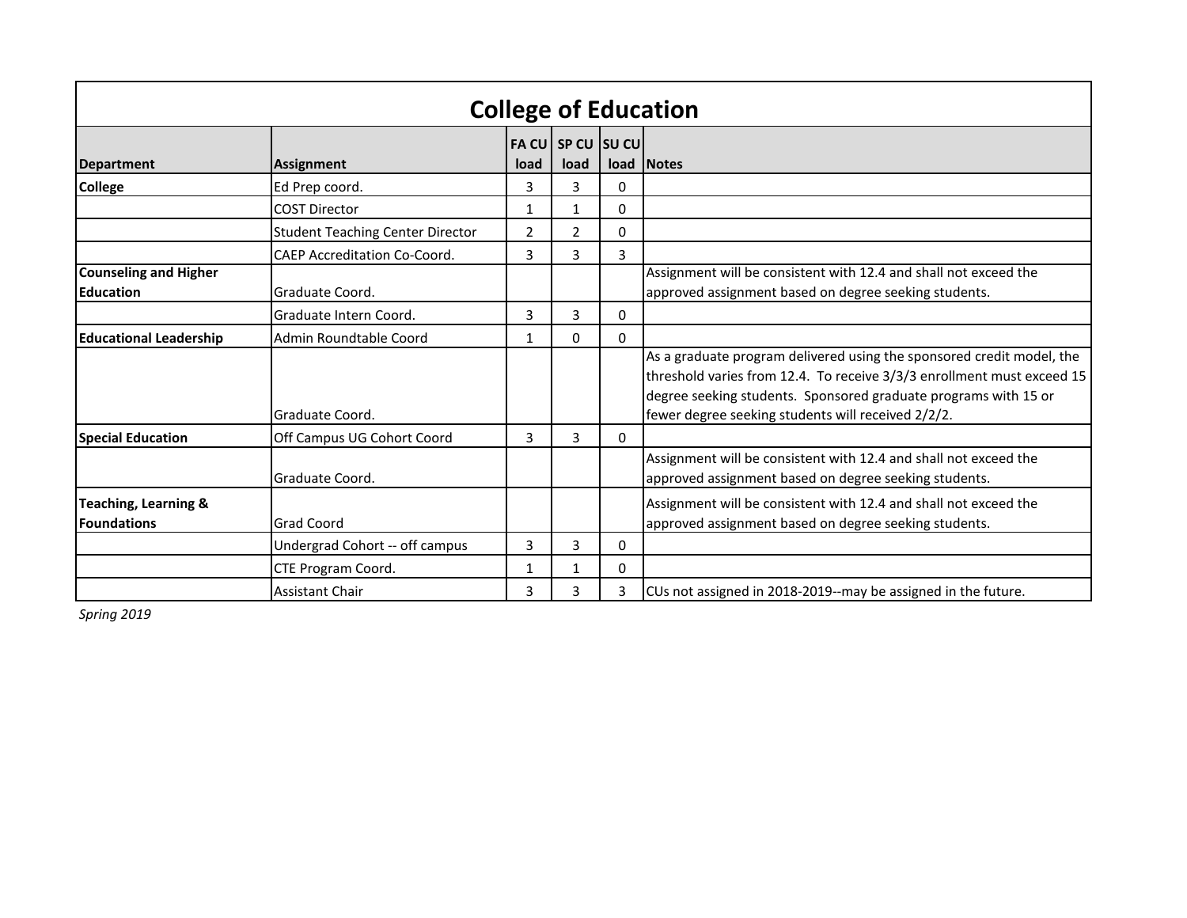# College of Education

| Department | Assignment | FA CU load | SP CU load | SU CU load | Notes |
|---|---|---|---|---|---|
| **College** | Ed Prep coord. | 3 | 3 | 0 | |
| | COST Director | 1 | 1 | 0 | |
| | Student Teaching Center Director | 2 | 2 | 0 | |
| | CAEP Accreditation Co-Coord. | 3 | 3 | 3 | |
| **Counseling and Higher Education** | Graduate Coord. | | | | Assignment will be consistent with 12.4 and shall not exceed the approved assignment based on degree seeking students. |
| | Graduate Intern Coord. | 3 | 3 | 0 | |
| **Educational Leadership** | Admin Roundtable Coord | 1 | 0 | 0 | |
| | Graduate Coord. | | | | As a graduate program delivered using the sponsored credit model, the threshold varies from 12.4. To receive 3/3/3 enrollment must exceed 15 degree seeking students. Sponsored graduate programs with 15 or fewer degree seeking students will received 2/2/2. |
| **Special Education** | Off Campus UG Cohort Coord | 3 | 3 | 0 | |
| | Graduate Coord. | | | | Assignment will be consistent with 12.4 and shall not exceed the approved assignment based on degree seeking students. |
| **Teaching, Learning & Foundations** | Grad Coord | | | | Assignment will be consistent with 12.4 and shall not exceed the approved assignment based on degree seeking students. |
| | Undergrad Cohort -- off campus | 3 | 3 | 0 | |
| | CTE Program Coord. | 1 | 1 | 0 | |
| | Assistant Chair | 3 | 3 | 3 | CUs not assigned in 2018-2019--may be assigned in the future. |

*Spring 2019*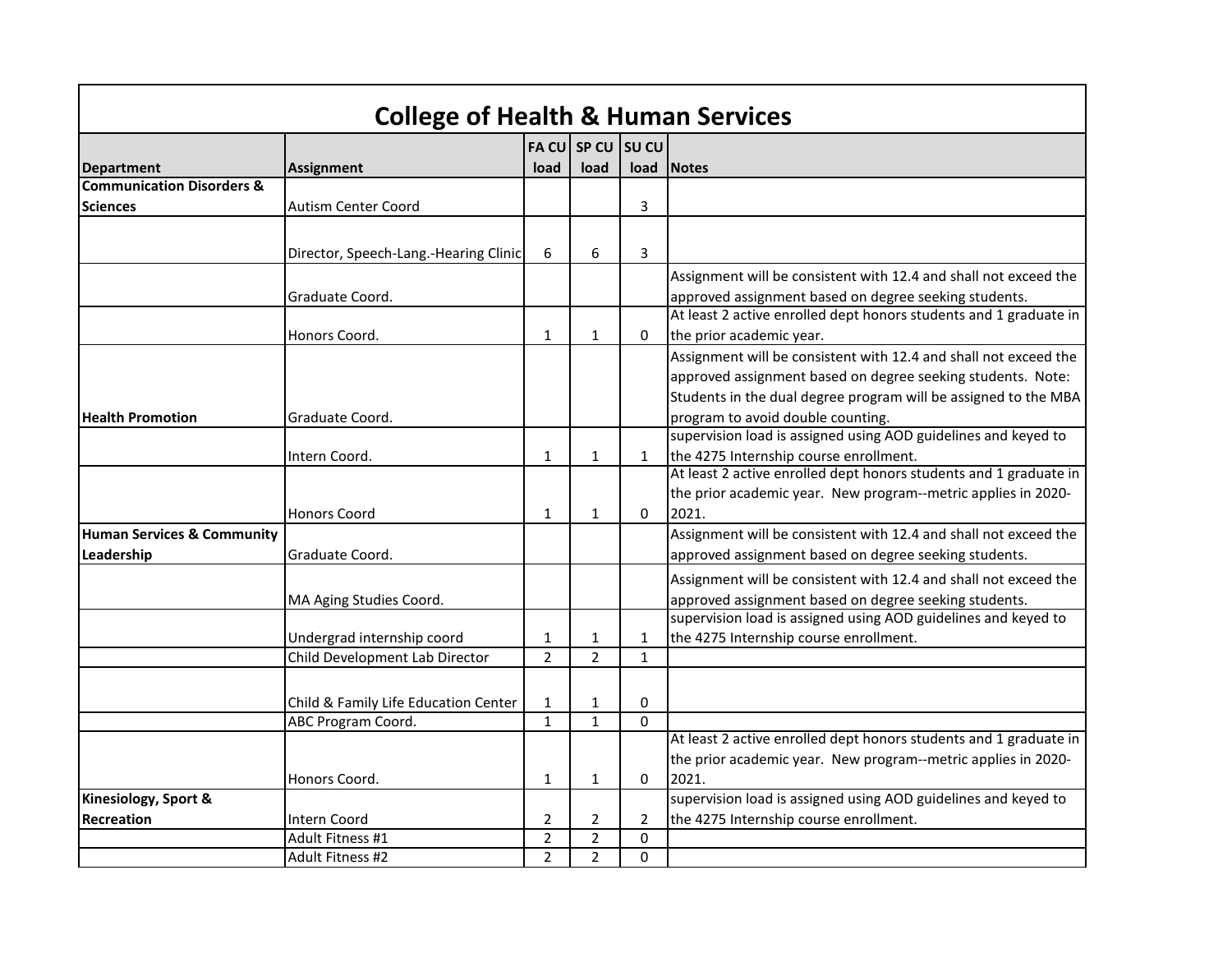# College of Health & Human Services

| Department | Assignment | FA CU load | SP CU load | SU CU load | Notes |
|---|---|---|---|---|---|
| Communication Disorders & Sciences | Autism Center Coord | | | 3 | |
| | Director, Speech-Lang.-Hearing Clinic | 6 | 6 | 3 | |
| | Graduate Coord. | | | | Assignment will be consistent with 12.4 and shall not exceed the approved assignment based on degree seeking students. |
| | Honors Coord. | 1 | 1 | 0 | At least 2 active enrolled dept honors students and 1 graduate in the prior academic year. |
| Health Promotion | Graduate Coord. | | | | Assignment will be consistent with 12.4 and shall not exceed the approved assignment based on degree seeking students. Note: Students in the dual degree program will be assigned to the MBA program to avoid double counting. |
| | Intern Coord. | 1 | 1 | 1 | supervision load is assigned using AOD guidelines and keyed to the 4275 Internship course enrollment. |
| | Honors Coord | 1 | 1 | 0 | At least 2 active enrolled dept honors students and 1 graduate in the prior academic year. New program--metric applies in 2020-2021. |
| Human Services & Community Leadership | Graduate Coord. | | | | Assignment will be consistent with 12.4 and shall not exceed the approved assignment based on degree seeking students. |
| | MA Aging Studies Coord. | | | | Assignment will be consistent with 12.4 and shall not exceed the approved assignment based on degree seeking students. |
| | Undergrad internship coord | 1 | 1 | 1 | supervision load is assigned using AOD guidelines and keyed to the 4275 Internship course enrollment. |
| | Child Development Lab Director | 2 | 2 | 1 | |
| | Child & Family Life Education Center | 1 | 1 | 0 | |
| | ABC Program Coord. | 1 | 1 | 0 | |
| | Honors Coord. | 1 | 1 | 0 | At least 2 active enrolled dept honors students and 1 graduate in the prior academic year. New program--metric applies in 2020-2021. |
| Kinesiology, Sport & Recreation | Intern Coord | 2 | 2 | 2 | supervision load is assigned using AOD guidelines and keyed to the 4275 Internship course enrollment. |
| | Adult Fitness #1 | 2 | 2 | 0 | |
| | Adult Fitness #2 | 2 | 2 | 0 | |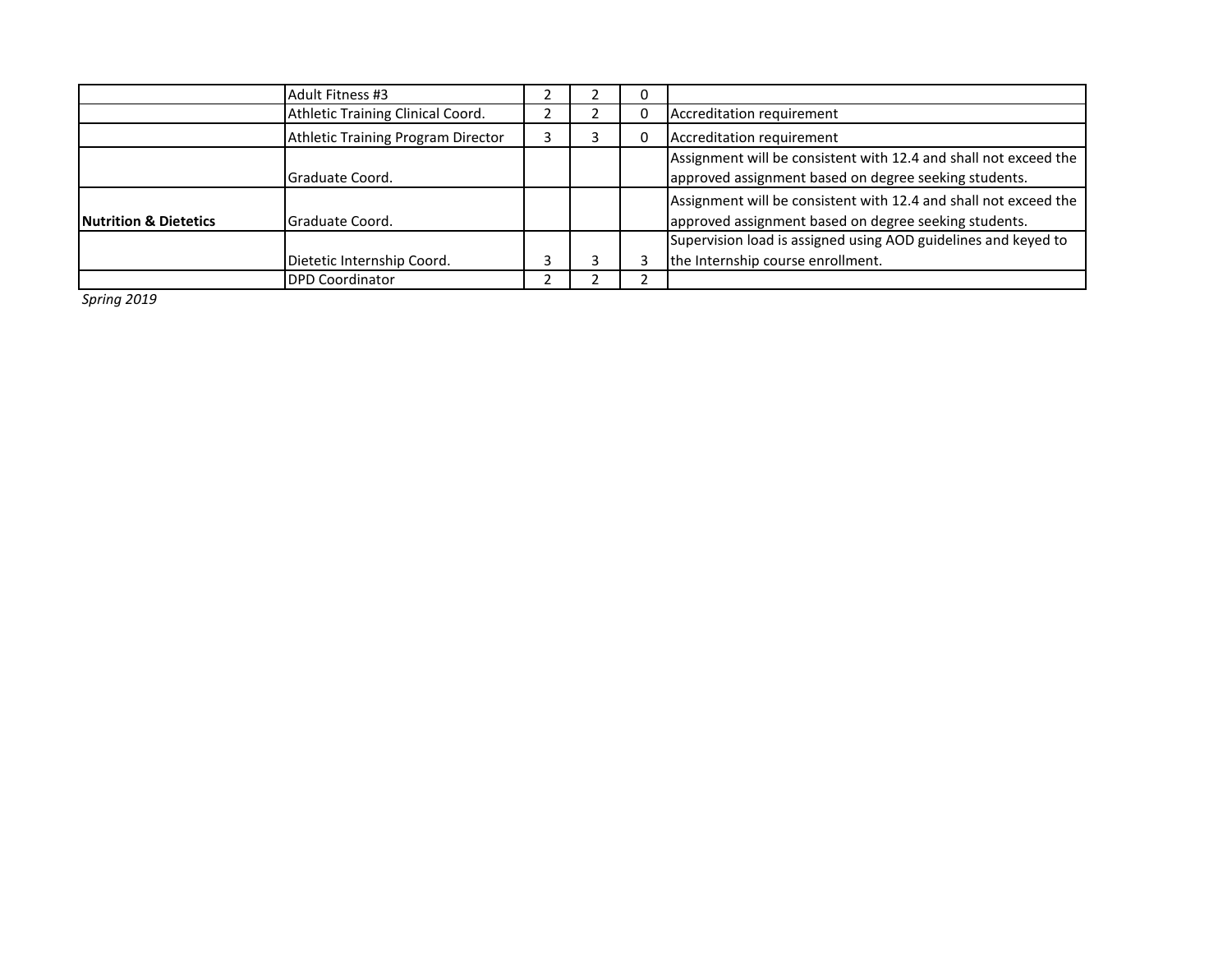| | | | | | |
|---|---|---|---|---|---|
| | Adult Fitness #3 | 2 | 2 | 0 | |
| | Athletic Training Clinical Coord. | 2 | 2 | 0 | Accreditation requirement |
| | Athletic Training Program Director | 3 | 3 | 0 | Accreditation requirement |
| | Graduate Coord. | | | | Assignment will be consistent with 12.4 and shall not exceed the approved assignment based on degree seeking students. |
| **Nutrition & Dietetics** | Graduate Coord. | | | | Assignment will be consistent with 12.4 and shall not exceed the approved assignment based on degree seeking students. |
| | Dietetic Internship Coord. | 3 | 3 | 3 | Supervision load is assigned using AOD guidelines and keyed to the Internship course enrollment. |
| | DPD Coordinator | 2 | 2 | 2 | |

*Spring 2019*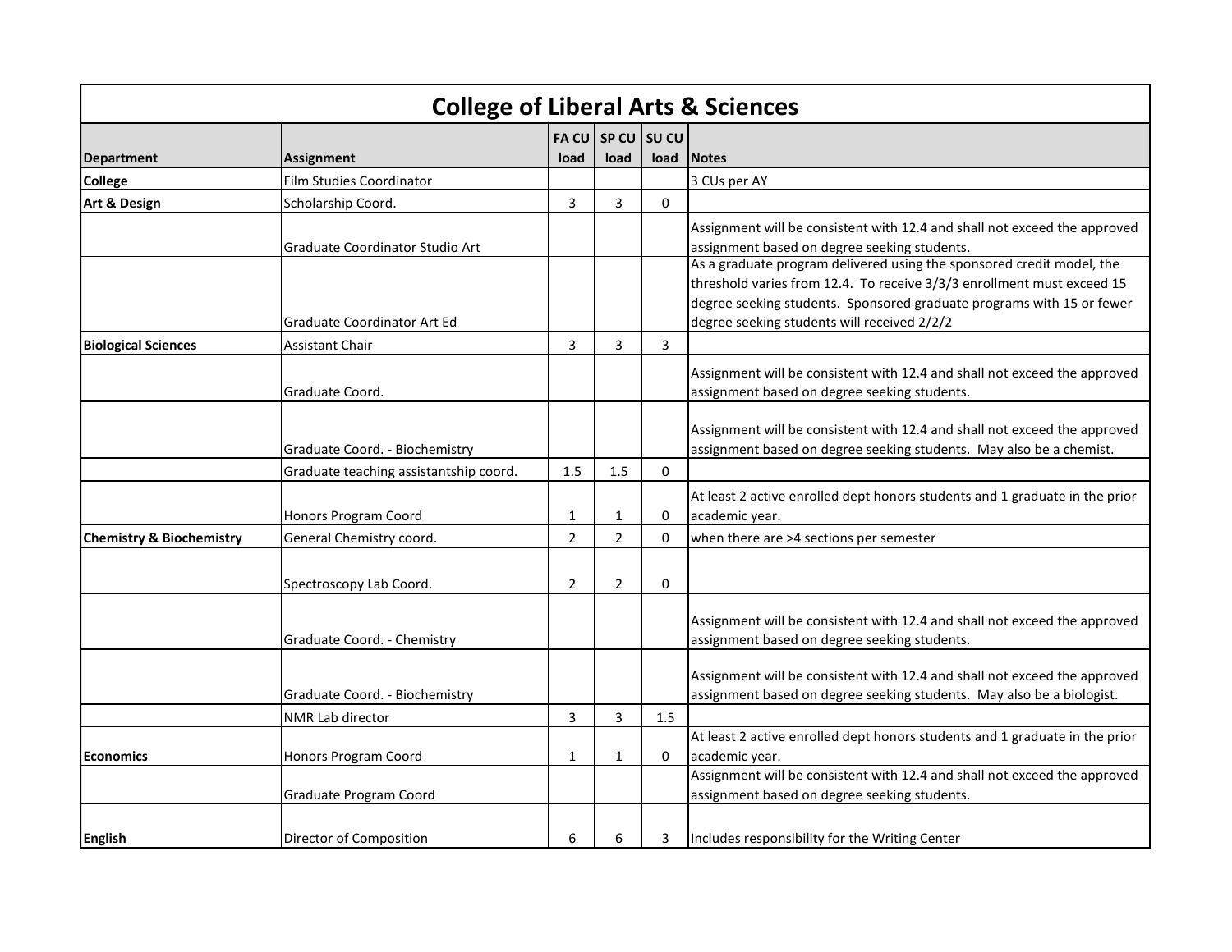## College of Liberal Arts & Sciences

| Department | Assignment | FA CU load | SP CU load | SU CU load | Notes |
|---|---|---|---|---|---|
| **College** | Film Studies Coordinator | | | | 3 CUs per AY |
| **Art & Design** | Scholarship Coord. | 3 | 3 | 0 | |
| | Graduate Coordinator Studio Art | | | | Assignment will be consistent with 12.4 and shall not exceed the approved assignment based on degree seeking students. |
| | Graduate Coordinator Art Ed | | | | As a graduate program delivered using the sponsored credit model, the threshold varies from 12.4. To receive 3/3/3 enrollment must exceed 15 degree seeking students. Sponsored graduate programs with 15 or fewer degree seeking students will received 2/2/2 |
| **Biological Sciences** | Assistant Chair | 3 | 3 | 3 | |
| | Graduate Coord. | | | | Assignment will be consistent with 12.4 and shall not exceed the approved assignment based on degree seeking students. |
| | Graduate Coord. - Biochemistry | | | | Assignment will be consistent with 12.4 and shall not exceed the approved assignment based on degree seeking students. May also be a chemist. |
| | Graduate teaching assistantship coord. | 1.5 | 1.5 | 0 | |
| | Honors Program Coord | 1 | 1 | 0 | At least 2 active enrolled dept honors students and 1 graduate in the prior academic year. |
| **Chemistry & Biochemistry** | General Chemistry coord. | 2 | 2 | 0 | when there are >4 sections per semester |
| | Spectroscopy Lab Coord. | 2 | 2 | 0 | |
| | Graduate Coord. - Chemistry | | | | Assignment will be consistent with 12.4 and shall not exceed the approved assignment based on degree seeking students. |
| | Graduate Coord. - Biochemistry | | | | Assignment will be consistent with 12.4 and shall not exceed the approved assignment based on degree seeking students. May also be a biologist. |
| | NMR Lab director | 3 | 3 | 1.5 | |
| **Economics** | Honors Program Coord | 1 | 1 | 0 | At least 2 active enrolled dept honors students and 1 graduate in the prior academic year. |
| | Graduate Program Coord | | | | Assignment will be consistent with 12.4 and shall not exceed the approved assignment based on degree seeking students. |
| **English** | Director of Composition | 6 | 6 | 3 | Includes responsibility for the Writing Center |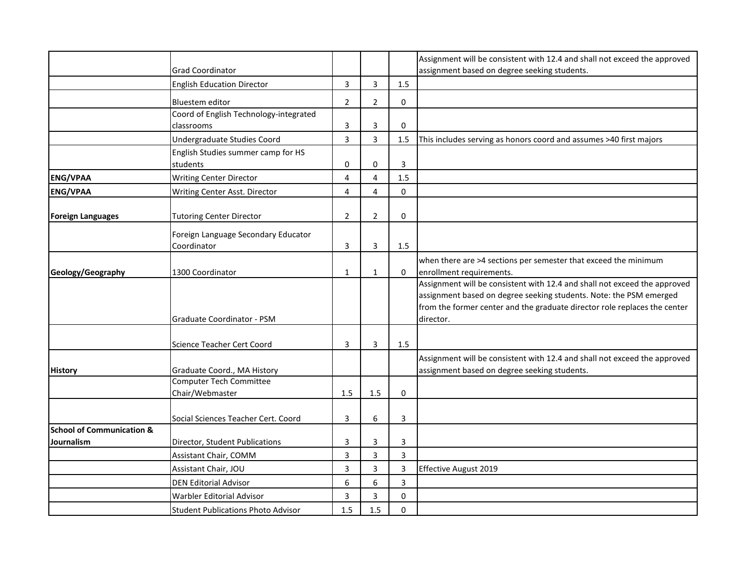| | | | | | |
|---|---|---|---|---|---|
| | Grad Coordinator | | | | Assignment will be consistent with 12.4 and shall not exceed the approved assignment based on degree seeking students. |
| | English Education Director | 3 | 3 | 1.5 | |
| | Bluestem editor | 2 | 2 | 0 | |
| | Coord of English Technology-integrated classrooms | 3 | 3 | 0 | |
| | Undergraduate Studies Coord | 3 | 3 | 1.5 | This includes serving as honors coord and assumes >40 first majors |
| | English Studies summer camp for HS students | 0 | 0 | 3 | |
| **ENG/VPAA** | Writing Center Director | 4 | 4 | 1.5 | |
| **ENG/VPAA** | Writing Center Asst. Director | 4 | 4 | 0 | |
| **Foreign Languages** | Tutoring Center Director | 2 | 2 | 0 | |
| | Foreign Language Secondary Educator Coordinator | 3 | 3 | 1.5 | |
| **Geology/Geography** | 1300 Coordinator | 1 | 1 | 0 | when there are >4 sections per semester that exceed the minimum enrollment requirements. |
| | Graduate Coordinator - PSM | | | | Assignment will be consistent with 12.4 and shall not exceed the approved assignment based on degree seeking students. Note: the PSM emerged from the former center and the graduate director role replaces the center director. |
| | Science Teacher Cert Coord | 3 | 3 | 1.5 | |
| **History** | Graduate Coord., MA History | | | | Assignment will be consistent with 12.4 and shall not exceed the approved assignment based on degree seeking students. |
| | Computer Tech Committee Chair/Webmaster | 1.5 | 1.5 | 0 | |
| | Social Sciences Teacher Cert. Coord | 3 | 6 | 3 | |
| **School of Communication & Journalism** | Director, Student Publications | 3 | 3 | 3 | |
| | Assistant Chair, COMM | 3 | 3 | 3 | |
| | Assistant Chair, JOU | 3 | 3 | 3 | Effective August 2019 |
| | DEN Editorial Advisor | 6 | 6 | 3 | |
| | Warbler Editorial Advisor | 3 | 3 | 0 | |
| | Student Publications Photo Advisor | 1.5 | 1.5 | 0 | |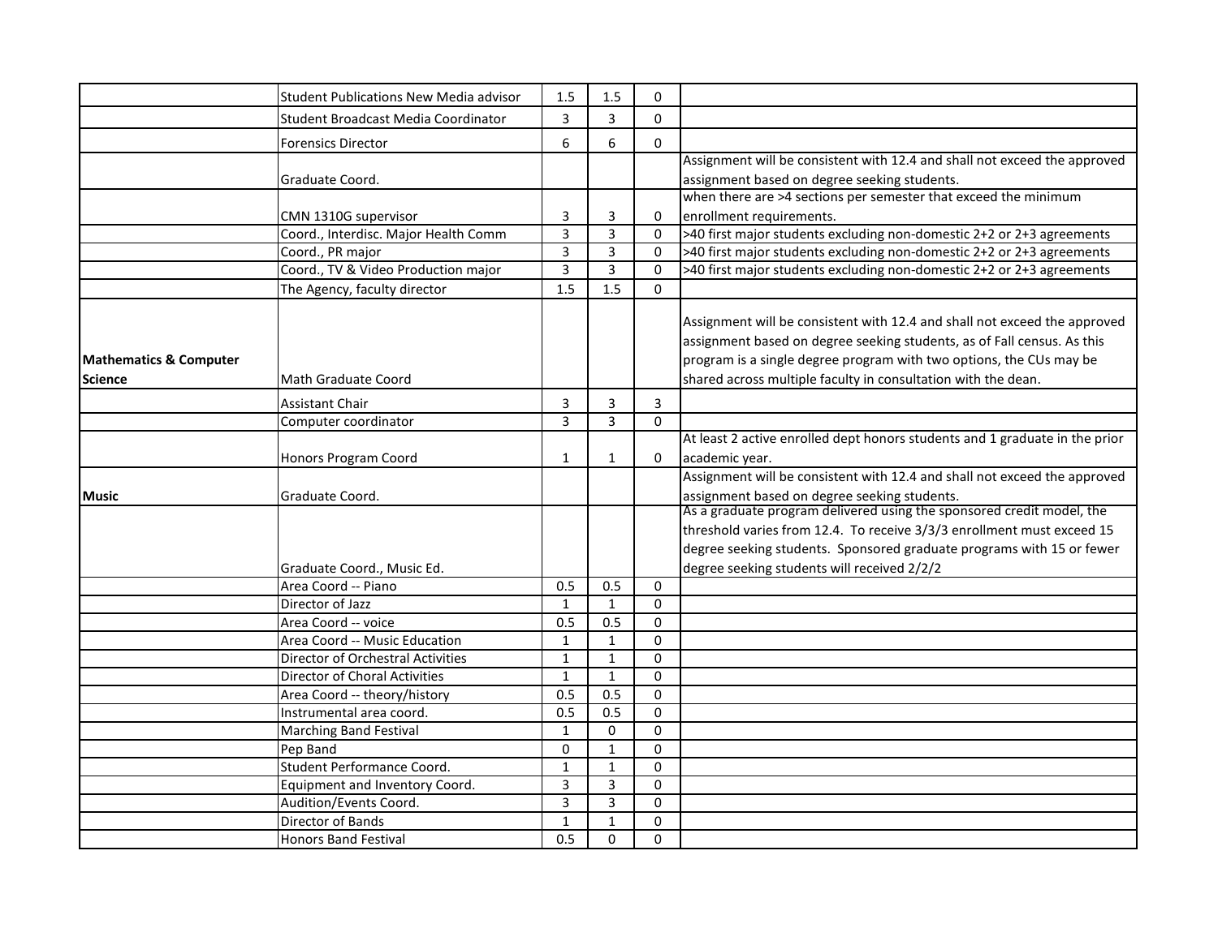| | | | | | |
|---|---|---|---|---|---|
| | Student Publications New Media advisor | 1.5 | 1.5 | 0 | |
| | Student Broadcast Media Coordinator | 3 | 3 | 0 | |
| | Forensics Director | 6 | 6 | 0 | |
| | Graduate Coord. | | | | Assignment will be consistent with 12.4 and shall not exceed the approved assignment based on degree seeking students. |
| | CMN 1310G supervisor | 3 | 3 | 0 | when there are >4 sections per semester that exceed the minimum enrollment requirements. |
| | Coord., Interdisc. Major Health Comm | 3 | 3 | 0 | >40 first major students excluding non-domestic 2+2 or 2+3 agreements |
| | Coord., PR major | 3 | 3 | 0 | >40 first major students excluding non-domestic 2+2 or 2+3 agreements |
| | Coord., TV & Video Production major | 3 | 3 | 0 | >40 first major students excluding non-domestic 2+2 or 2+3 agreements |
| | The Agency, faculty director | 1.5 | 1.5 | 0 | |
| **Mathematics & Computer Science** | Math Graduate Coord | | | | Assignment will be consistent with 12.4 and shall not exceed the approved assignment based on degree seeking students, as of Fall census. As this program is a single degree program with two options, the CUs may be shared across multiple faculty in consultation with the dean. |
| | Assistant Chair | 3 | 3 | 3 | |
| | Computer coordinator | 3 | 3 | 0 | |
| | Honors Program Coord | 1 | 1 | 0 | At least 2 active enrolled dept honors students and 1 graduate in the prior academic year. |
| **Music** | Graduate Coord. | | | | Assignment will be consistent with 12.4 and shall not exceed the approved assignment based on degree seeking students. |
| | Graduate Coord., Music Ed. | | | | As a graduate program delivered using the sponsored credit model, the threshold varies from 12.4. To receive 3/3/3 enrollment must exceed 15 degree seeking students. Sponsored graduate programs with 15 or fewer degree seeking students will received 2/2/2 |
| | Area Coord -- Piano | 0.5 | 0.5 | 0 | |
| | Director of Jazz | 1 | 1 | 0 | |
| | Area Coord -- voice | 0.5 | 0.5 | 0 | |
| | Area Coord -- Music Education | 1 | 1 | 0 | |
| | Director of Orchestral Activities | 1 | 1 | 0 | |
| | Director of Choral Activities | 1 | 1 | 0 | |
| | Area Coord -- theory/history | 0.5 | 0.5 | 0 | |
| | Instrumental area coord. | 0.5 | 0.5 | 0 | |
| | Marching Band Festival | 1 | 0 | 0 | |
| | Pep Band | 0 | 1 | 0 | |
| | Student Performance Coord. | 1 | 1 | 0 | |
| | Equipment and Inventory Coord. | 3 | 3 | 0 | |
| | Audition/Events Coord. | 3 | 3 | 0 | |
| | Director of Bands | 1 | 1 | 0 | |
| | Honors Band Festival | 0.5 | 0 | 0 | |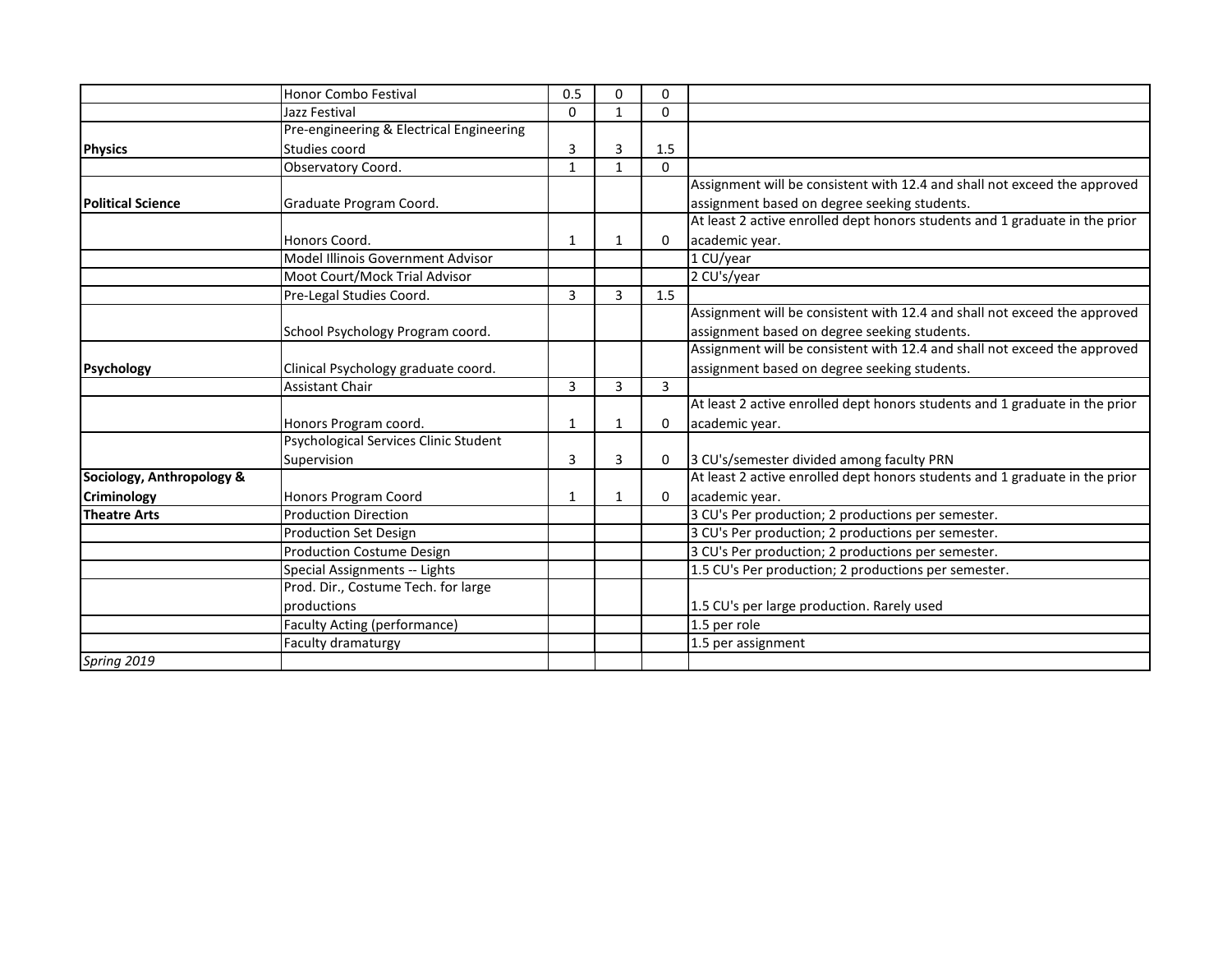| | | | | | |
|---|---|---|---|---|---|
| | Honor Combo Festival | 0.5 | 0 | 0 | |
| | Jazz Festival | 0 | 1 | 0 | |
| **Physics** | Pre-engineering & Electrical Engineering Studies coord | 3 | 3 | 1.5 | |
| | Observatory Coord. | 1 | 1 | 0 | |
| **Political Science** | Graduate Program Coord. | | | | Assignment will be consistent with 12.4 and shall not exceed the approved assignment based on degree seeking students. |
| | Honors Coord. | 1 | 1 | 0 | At least 2 active enrolled dept honors students and 1 graduate in the prior academic year. |
| | Model Illinois Government Advisor | | | | 1 CU/year |
| | Moot Court/Mock Trial Advisor | | | | 2 CU's/year |
| | Pre-Legal Studies Coord. | 3 | 3 | 1.5 | |
| | School Psychology Program coord. | | | | Assignment will be consistent with 12.4 and shall not exceed the approved assignment based on degree seeking students. |
| **Psychology** | Clinical Psychology graduate coord. | | | | Assignment will be consistent with 12.4 and shall not exceed the approved assignment based on degree seeking students. |
| | Assistant Chair | 3 | 3 | 3 | |
| | Honors Program coord. | 1 | 1 | 0 | At least 2 active enrolled dept honors students and 1 graduate in the prior academic year. |
| | Psychological Services Clinic Student Supervision | 3 | 3 | 0 | 3 CU's/semester divided among faculty PRN |
| **Sociology, Anthropology & Criminology** | Honors Program Coord | 1 | 1 | 0 | At least 2 active enrolled dept honors students and 1 graduate in the prior academic year. |
| **Theatre Arts** | Production Direction | | | | 3 CU's Per production; 2 productions per semester. |
| | Production Set Design | | | | 3 CU's Per production; 2 productions per semester. |
| | Production Costume Design | | | | 3 CU's Per production; 2 productions per semester. |
| | Special Assignments -- Lights | | | | 1.5 CU's Per production; 2 productions per semester. |
| | Prod. Dir., Costume Tech. for large productions | | | | 1.5 CU's per large production. Rarely used |
| | Faculty Acting (performance) | | | | 1.5 per role |
| | Faculty dramaturgy | | | | 1.5 per assignment |
| *Spring 2019* | | | | | |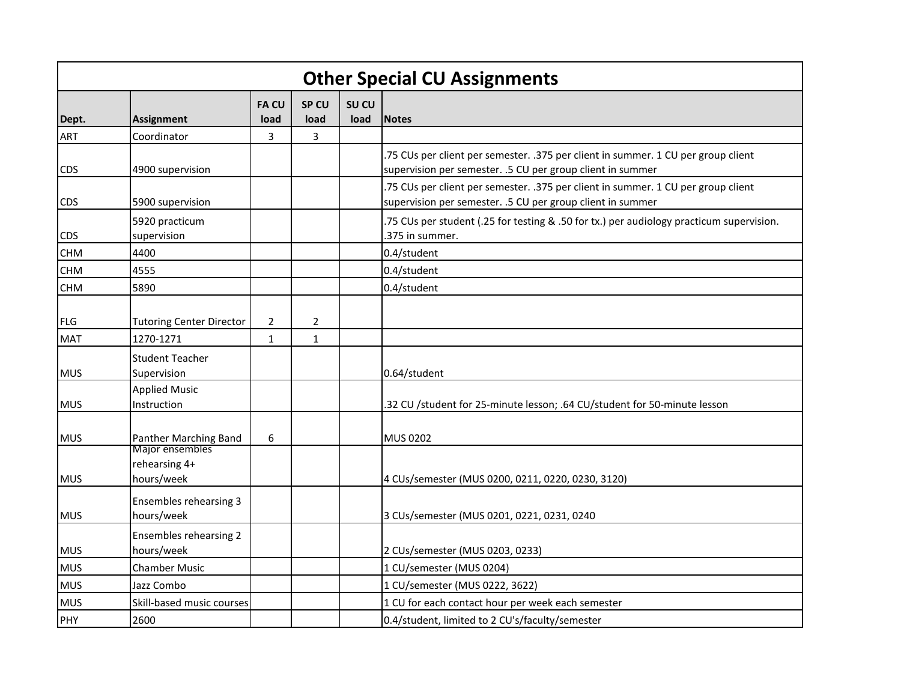| Other Special CU Assignments | | | | | |
|---|---|---|---|---|---|
| **Dept.** | **Assignment** | **FA CU load** | **SP CU load** | **SU CU load** | **Notes** |
| ART | Coordinator | 3 | 3 | | |
| CDS | 4900 supervision | | | | .75 CUs per client per semester. .375 per client in summer. 1 CU per group client supervision per semester. .5 CU per group client in summer |
| CDS | 5900 supervision | | | | .75 CUs per client per semester. .375 per client in summer. 1 CU per group client supervision per semester. .5 CU per group client in summer |
| CDS | 5920 practicum supervision | | | | .75 CUs per student (.25 for testing & .50 for tx.) per audiology practicum supervision. .375 in summer. |
| CHM | 4400 | | | | 0.4/student |
| CHM | 4555 | | | | 0.4/student |
| CHM | 5890 | | | | 0.4/student |
| FLG | Tutoring Center Director | 2 | 2 | | |
| MAT | 1270-1271 | 1 | 1 | | |
| MUS | Student Teacher Supervision | | | | 0.64/student |
| MUS | Applied Music Instruction | | | | .32 CU /student for 25-minute lesson; .64 CU/student for 50-minute lesson |
| MUS | Panther Marching Band | 6 | | | MUS 0202 |
| MUS | Major ensembles rehearsing 4+ hours/week | | | | 4 CUs/semester (MUS 0200, 0211, 0220, 0230, 3120) |
| MUS | Ensembles rehearsing 3 hours/week | | | | 3 CUs/semester (MUS 0201, 0221, 0231, 0240 |
| MUS | Ensembles rehearsing 2 hours/week | | | | 2 CUs/semester (MUS 0203, 0233) |
| MUS | Chamber Music | | | | 1 CU/semester (MUS 0204) |
| MUS | Jazz Combo | | | | 1 CU/semester (MUS 0222, 3622) |
| MUS | Skill-based music courses | | | | 1 CU for each contact hour per week each semester |
| PHY | 2600 | | | | 0.4/student, limited to 2 CU's/faculty/semester |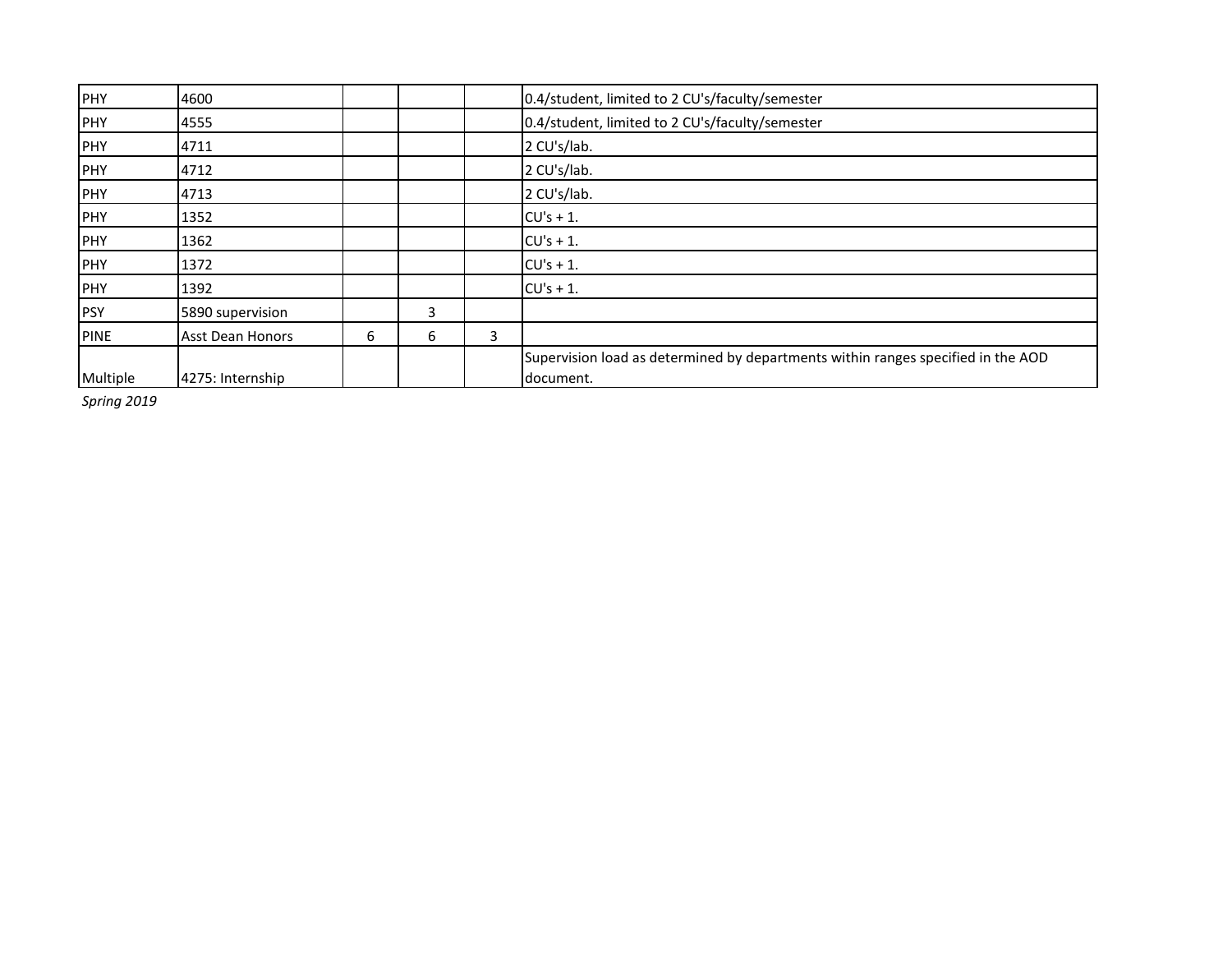| | | | | | |
|---|---|---|---|---|---|
| PHY | 4600 | | | | 0.4/student, limited to 2 CU's/faculty/semester |
| PHY | 4555 | | | | 0.4/student, limited to 2 CU's/faculty/semester |
| PHY | 4711 | | | | 2 CU's/lab. |
| PHY | 4712 | | | | 2 CU's/lab. |
| PHY | 4713 | | | | 2 CU's/lab. |
| PHY | 1352 | | | | CU's + 1. |
| PHY | 1362 | | | | CU's + 1. |
| PHY | 1372 | | | | CU's + 1. |
| PHY | 1392 | | | | CU's + 1. |
| PSY | 5890 supervision | | 3 | | |
| PINE | Asst Dean Honors | 6 | 6 | 3 | |
| Multiple | 4275: Internship | | | | Supervision load as determined by departments within ranges specified in the AOD document. |

*Spring 2019*